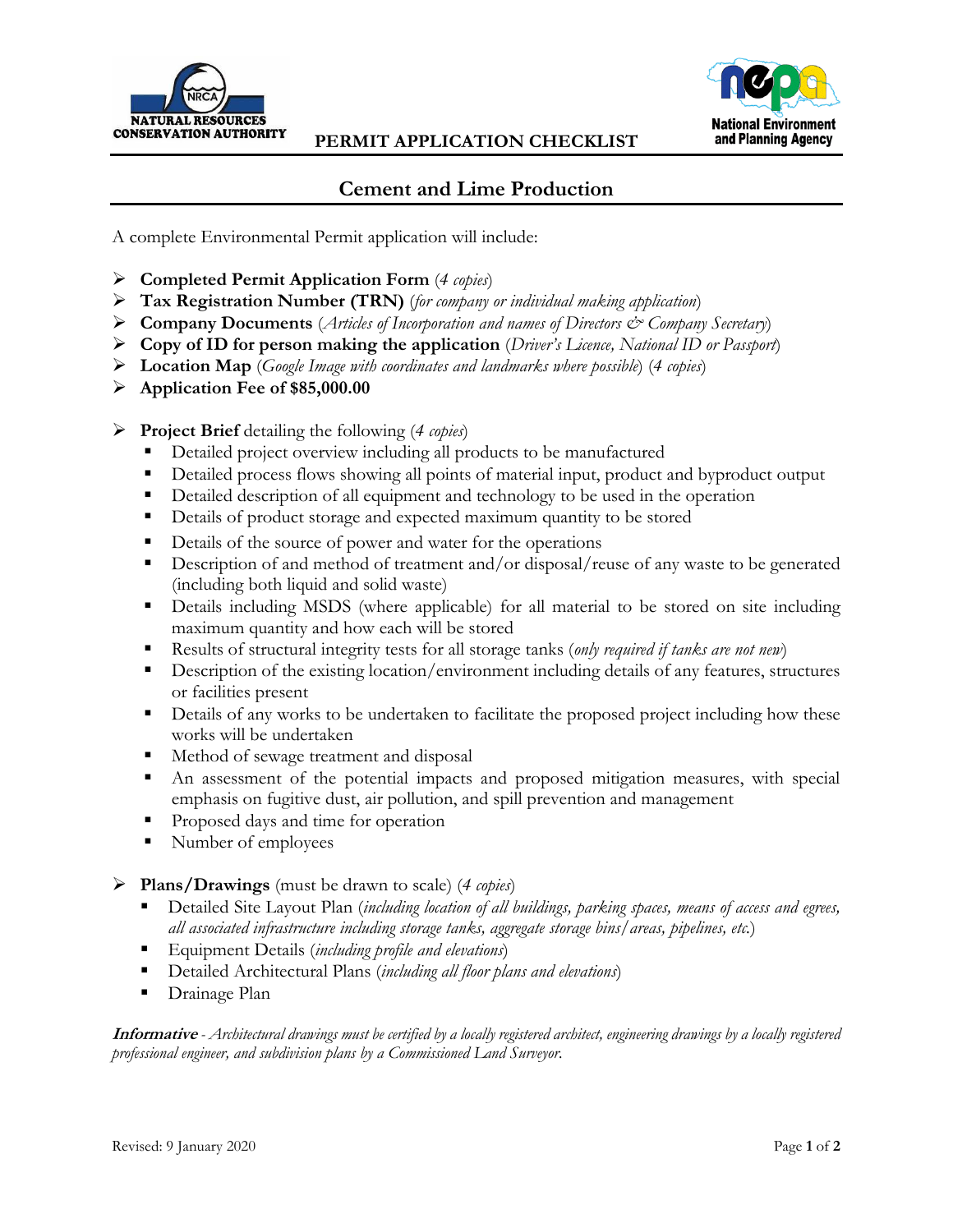NATURAL RESOURCES CONSERVATION AUTHORITY

**PERMIT APPLICATION CHECKLIST**

National Environment and Planning Agency

# Cement and Lime Production

A complete Environmental Permit application will include:

- **Completed Permit Application Form** (*4 copies*)
- **Tax Registration Number (TRN)** (*for company or individual making application*)
- **Company Documents** (*Articles of Incorporation and names of Directors & Company Secretary*)
- **Copy of ID for person making the application** (*Driver's Licence, National ID or Passport*)
- **Location Map** (*Google Image with coordinates and landmarks where possible*) (*4 copies*)
- **Application Fee of $85,000.00**

- **Project Brief** detailing the following (*4 copies*)
  - Detailed project overview including all products to be manufactured
  - Detailed process flows showing all points of material input, product and byproduct output
  - Detailed description of all equipment and technology to be used in the operation
  - Details of product storage and expected maximum quantity to be stored
  - Details of the source of power and water for the operations
  - Description of and method of treatment and/or disposal/reuse of any waste to be generated (including both liquid and solid waste)
  - Details including MSDS (where applicable) for all material to be stored on site including maximum quantity and how each will be stored
  - Results of structural integrity tests for all storage tanks (*only required if tanks are not new*)
  - Description of the existing location/environment including details of any features, structures or facilities present
  - Details of any works to be undertaken to facilitate the proposed project including how these works will be undertaken
  - Method of sewage treatment and disposal
  - An assessment of the potential impacts and proposed mitigation measures, with special emphasis on fugitive dust, air pollution, and spill prevention and management
  - Proposed days and time for operation
  - Number of employees

- **Plans/Drawings** (must be drawn to scale) (*4 copies*)
  - Detailed Site Layout Plan (*including location of all buildings, parking spaces, means of access and egress, all associated infrastructure including storage tanks, aggregate storage bins/areas, pipelines, etc.*)
  - Equipment Details (*including profile and elevations*)
  - Detailed Architectural Plans (*including all floor plans and elevations*)
  - Drainage Plan

***Informative*** - *Architectural drawings must be certified by a locally registered architect, engineering drawings by a locally registered professional engineer, and subdivision plans by a Commissioned Land Surveyor.*

Revised: 9 January 2020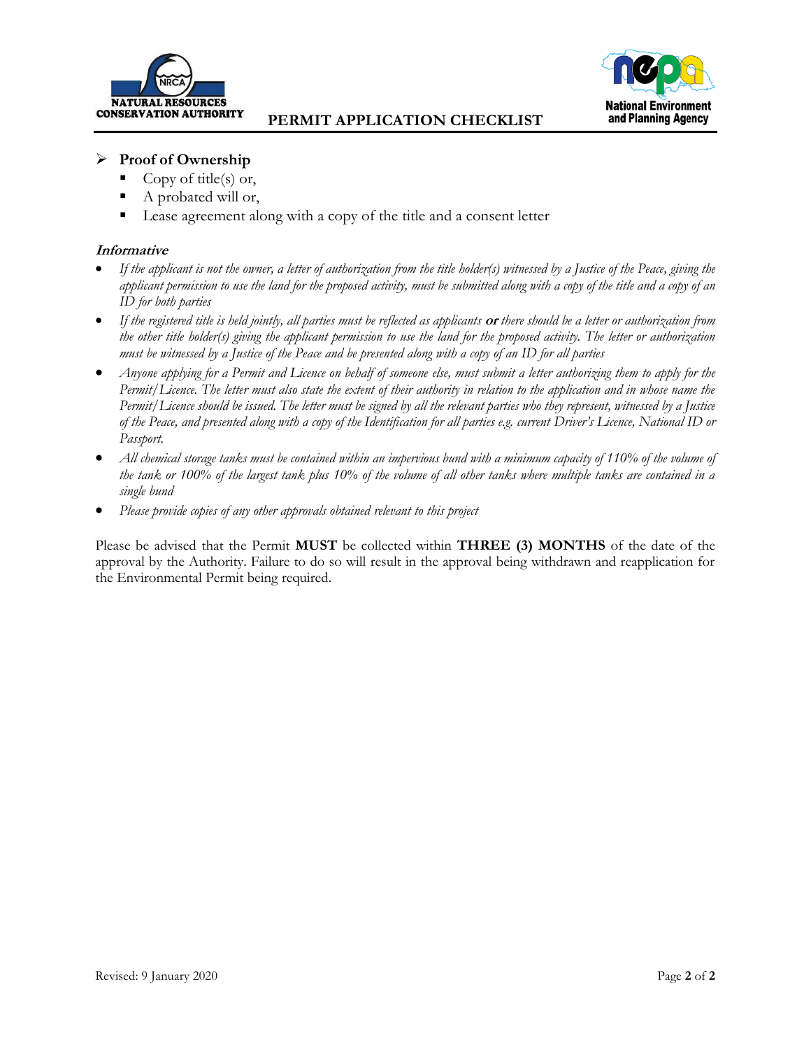- **Proof of Ownership**
  - Copy of title(s) or,
  - A probated will or,
  - Lease agreement along with a copy of the title and a consent letter

***Informative***

- *If the applicant is not the owner, a letter of authorization from the title holder(s) witnessed by a Justice of the Peace, giving the applicant permission to use the land for the proposed activity, must be submitted along with a copy of the title and a copy of an ID for both parties*
- *If the registered title is held jointly, all parties must be reflected as applicants* ***or*** *there should be a letter or authorization from the other title holder(s) giving the applicant permission to use the land for the proposed activity. The letter or authorization must be witnessed by a Justice of the Peace and be presented along with a copy of an ID for all parties*
- *Anyone applying for a Permit and Licence on behalf of someone else, must submit a letter authorizing them to apply for the Permit/Licence. The letter must also state the extent of their authority in relation to the application and in whose name the Permit/Licence should be issued. The letter must be signed by all the relevant parties who they represent, witnessed by a Justice of the Peace, and presented along with a copy of the Identification for all parties e.g. current Driver's Licence, National ID or Passport.*
- *All chemical storage tanks must be contained within an impervious bund with a minimum capacity of 110% of the volume of the tank or 100% of the largest tank plus 10% of the volume of all other tanks where multiple tanks are contained in a single bund*
- *Please provide copies of any other approvals obtained relevant to this project*

Please be advised that the Permit **MUST** be collected within **THREE (3) MONTHS** of the date of the approval by the Authority. Failure to do so will result in the approval being withdrawn and reapplication for the Environmental Permit being required.

Revised: 9 January 2020